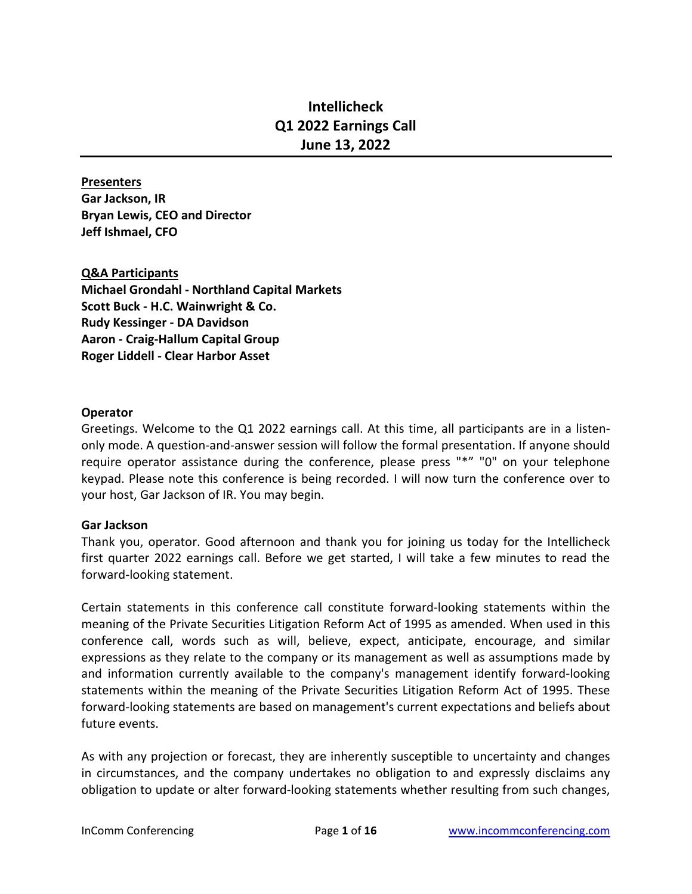# Intellicheck
# Q1 2022 Earnings Call
# June 13, 2022

**Presenters**
**Gar Jackson, IR**
**Bryan Lewis, CEO and Director**
**Jeff Ishmael, CFO**

**Q&A Participants**
**Michael Grondahl - Northland Capital Markets**
**Scott Buck - H.C. Wainwright & Co.**
**Rudy Kessinger - DA Davidson**
**Aaron - Craig-Hallum Capital Group**
**Roger Liddell - Clear Harbor Asset**

**Operator**
Greetings. Welcome to the Q1 2022 earnings call. At this time, all participants are in a listen-only mode. A question-and-answer session will follow the formal presentation. If anyone should require operator assistance during the conference, please press "*" "0" on your telephone keypad. Please note this conference is being recorded. I will now turn the conference over to your host, Gar Jackson of IR. You may begin.

**Gar Jackson**
Thank you, operator. Good afternoon and thank you for joining us today for the Intellicheck first quarter 2022 earnings call. Before we get started, I will take a few minutes to read the forward-looking statement.

Certain statements in this conference call constitute forward-looking statements within the meaning of the Private Securities Litigation Reform Act of 1995 as amended. When used in this conference call, words such as will, believe, expect, anticipate, encourage, and similar expressions as they relate to the company or its management as well as assumptions made by and information currently available to the company's management identify forward-looking statements within the meaning of the Private Securities Litigation Reform Act of 1995. These forward-looking statements are based on management's current expectations and beliefs about future events.

As with any projection or forecast, they are inherently susceptible to uncertainty and changes in circumstances, and the company undertakes no obligation to and expressly disclaims any obligation to update or alter forward-looking statements whether resulting from such changes,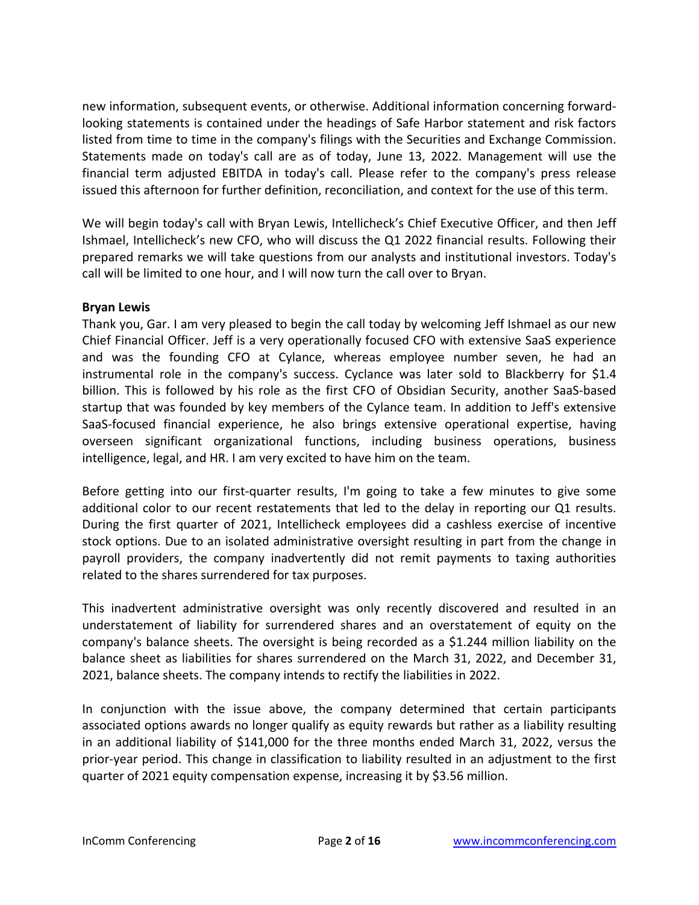new information, subsequent events, or otherwise. Additional information concerning forward-looking statements is contained under the headings of Safe Harbor statement and risk factors listed from time to time in the company's filings with the Securities and Exchange Commission. Statements made on today's call are as of today, June 13, 2022. Management will use the financial term adjusted EBITDA in today's call. Please refer to the company's press release issued this afternoon for further definition, reconciliation, and context for the use of this term.

We will begin today's call with Bryan Lewis, Intellicheck's Chief Executive Officer, and then Jeff Ishmael, Intellicheck's new CFO, who will discuss the Q1 2022 financial results. Following their prepared remarks we will take questions from our analysts and institutional investors. Today's call will be limited to one hour, and I will now turn the call over to Bryan.

**Bryan Lewis**

Thank you, Gar. I am very pleased to begin the call today by welcoming Jeff Ishmael as our new Chief Financial Officer. Jeff is a very operationally focused CFO with extensive SaaS experience and was the founding CFO at Cylance, whereas employee number seven, he had an instrumental role in the company's success. Cyclance was later sold to Blackberry for $1.4 billion. This is followed by his role as the first CFO of Obsidian Security, another SaaS-based startup that was founded by key members of the Cylance team. In addition to Jeff's extensive SaaS-focused financial experience, he also brings extensive operational expertise, having overseen significant organizational functions, including business operations, business intelligence, legal, and HR. I am very excited to have him on the team.

Before getting into our first-quarter results, I'm going to take a few minutes to give some additional color to our recent restatements that led to the delay in reporting our Q1 results. During the first quarter of 2021, Intellicheck employees did a cashless exercise of incentive stock options. Due to an isolated administrative oversight resulting in part from the change in payroll providers, the company inadvertently did not remit payments to taxing authorities related to the shares surrendered for tax purposes.

This inadvertent administrative oversight was only recently discovered and resulted in an understatement of liability for surrendered shares and an overstatement of equity on the company's balance sheets. The oversight is being recorded as a $1.244 million liability on the balance sheet as liabilities for shares surrendered on the March 31, 2022, and December 31, 2021, balance sheets. The company intends to rectify the liabilities in 2022.

In conjunction with the issue above, the company determined that certain participants associated options awards no longer qualify as equity rewards but rather as a liability resulting in an additional liability of $141,000 for the three months ended March 31, 2022, versus the prior-year period. This change in classification to liability resulted in an adjustment to the first quarter of 2021 equity compensation expense, increasing it by $3.56 million.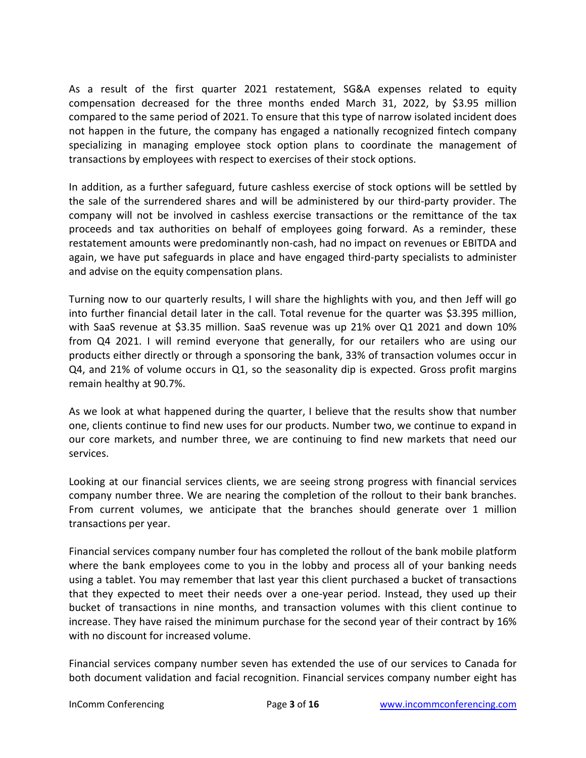As a result of the first quarter 2021 restatement, SG&A expenses related to equity compensation decreased for the three months ended March 31, 2022, by $3.95 million compared to the same period of 2021. To ensure that this type of narrow isolated incident does not happen in the future, the company has engaged a nationally recognized fintech company specializing in managing employee stock option plans to coordinate the management of transactions by employees with respect to exercises of their stock options.

In addition, as a further safeguard, future cashless exercise of stock options will be settled by the sale of the surrendered shares and will be administered by our third-party provider. The company will not be involved in cashless exercise transactions or the remittance of the tax proceeds and tax authorities on behalf of employees going forward. As a reminder, these restatement amounts were predominantly non-cash, had no impact on revenues or EBITDA and again, we have put safeguards in place and have engaged third-party specialists to administer and advise on the equity compensation plans.

Turning now to our quarterly results, I will share the highlights with you, and then Jeff will go into further financial detail later in the call. Total revenue for the quarter was $3.395 million, with SaaS revenue at $3.35 million. SaaS revenue was up 21% over Q1 2021 and down 10% from Q4 2021. I will remind everyone that generally, for our retailers who are using our products either directly or through a sponsoring the bank, 33% of transaction volumes occur in Q4, and 21% of volume occurs in Q1, so the seasonality dip is expected. Gross profit margins remain healthy at 90.7%.

As we look at what happened during the quarter, I believe that the results show that number one, clients continue to find new uses for our products. Number two, we continue to expand in our core markets, and number three, we are continuing to find new markets that need our services.

Looking at our financial services clients, we are seeing strong progress with financial services company number three. We are nearing the completion of the rollout to their bank branches. From current volumes, we anticipate that the branches should generate over 1 million transactions per year.

Financial services company number four has completed the rollout of the bank mobile platform where the bank employees come to you in the lobby and process all of your banking needs using a tablet. You may remember that last year this client purchased a bucket of transactions that they expected to meet their needs over a one-year period. Instead, they used up their bucket of transactions in nine months, and transaction volumes with this client continue to increase. They have raised the minimum purchase for the second year of their contract by 16% with no discount for increased volume.

Financial services company number seven has extended the use of our services to Canada for both document validation and facial recognition. Financial services company number eight has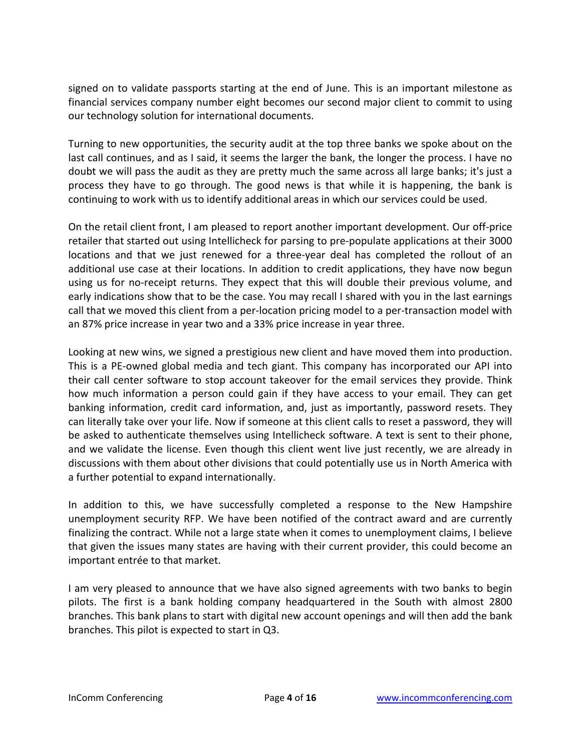signed on to validate passports starting at the end of June. This is an important milestone as financial services company number eight becomes our second major client to commit to using our technology solution for international documents.

Turning to new opportunities, the security audit at the top three banks we spoke about on the last call continues, and as I said, it seems the larger the bank, the longer the process. I have no doubt we will pass the audit as they are pretty much the same across all large banks; it's just a process they have to go through. The good news is that while it is happening, the bank is continuing to work with us to identify additional areas in which our services could be used.

On the retail client front, I am pleased to report another important development. Our off-price retailer that started out using Intellicheck for parsing to pre-populate applications at their 3000 locations and that we just renewed for a three-year deal has completed the rollout of an additional use case at their locations. In addition to credit applications, they have now begun using us for no-receipt returns. They expect that this will double their previous volume, and early indications show that to be the case. You may recall I shared with you in the last earnings call that we moved this client from a per-location pricing model to a per-transaction model with an 87% price increase in year two and a 33% price increase in year three.

Looking at new wins, we signed a prestigious new client and have moved them into production. This is a PE-owned global media and tech giant. This company has incorporated our API into their call center software to stop account takeover for the email services they provide. Think how much information a person could gain if they have access to your email. They can get banking information, credit card information, and, just as importantly, password resets. They can literally take over your life. Now if someone at this client calls to reset a password, they will be asked to authenticate themselves using Intellicheck software. A text is sent to their phone, and we validate the license. Even though this client went live just recently, we are already in discussions with them about other divisions that could potentially use us in North America with a further potential to expand internationally.

In addition to this, we have successfully completed a response to the New Hampshire unemployment security RFP. We have been notified of the contract award and are currently finalizing the contract. While not a large state when it comes to unemployment claims, I believe that given the issues many states are having with their current provider, this could become an important entrée to that market.

I am very pleased to announce that we have also signed agreements with two banks to begin pilots. The first is a bank holding company headquartered in the South with almost 2800 branches. This bank plans to start with digital new account openings and will then add the bank branches. This pilot is expected to start in Q3.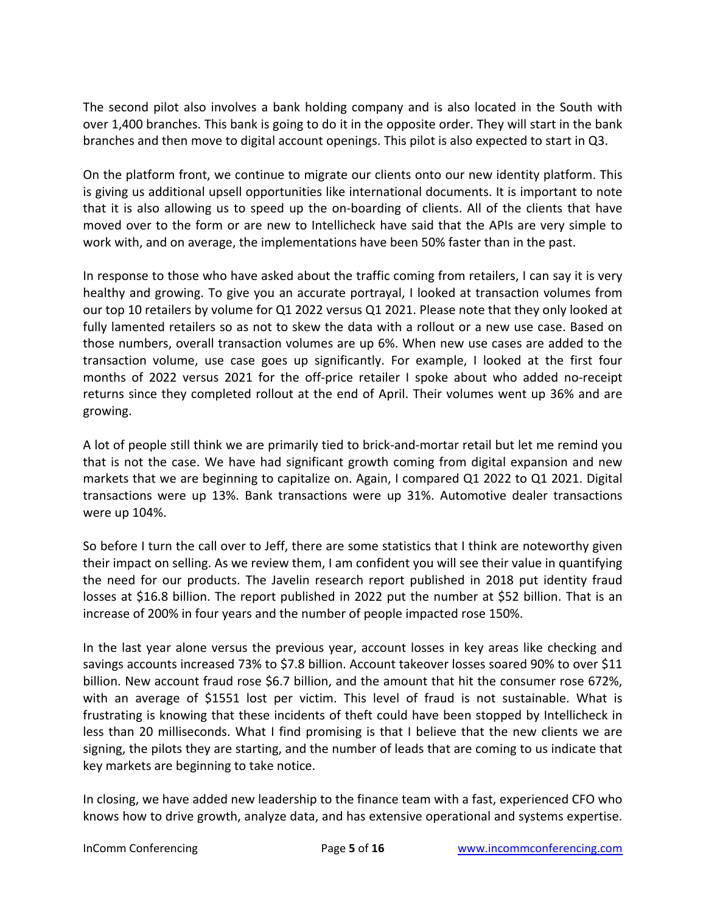The second pilot also involves a bank holding company and is also located in the South with over 1,400 branches. This bank is going to do it in the opposite order. They will start in the bank branches and then move to digital account openings. This pilot is also expected to start in Q3.

On the platform front, we continue to migrate our clients onto our new identity platform. This is giving us additional upsell opportunities like international documents. It is important to note that it is also allowing us to speed up the on-boarding of clients. All of the clients that have moved over to the form or are new to Intellicheck have said that the APIs are very simple to work with, and on average, the implementations have been 50% faster than in the past.

In response to those who have asked about the traffic coming from retailers, I can say it is very healthy and growing. To give you an accurate portrayal, I looked at transaction volumes from our top 10 retailers by volume for Q1 2022 versus Q1 2021. Please note that they only looked at fully lamented retailers so as not to skew the data with a rollout or a new use case. Based on those numbers, overall transaction volumes are up 6%. When new use cases are added to the transaction volume, use case goes up significantly. For example, I looked at the first four months of 2022 versus 2021 for the off-price retailer I spoke about who added no-receipt returns since they completed rollout at the end of April. Their volumes went up 36% and are growing.

A lot of people still think we are primarily tied to brick-and-mortar retail but let me remind you that is not the case. We have had significant growth coming from digital expansion and new markets that we are beginning to capitalize on. Again, I compared Q1 2022 to Q1 2021. Digital transactions were up 13%. Bank transactions were up 31%. Automotive dealer transactions were up 104%.

So before I turn the call over to Jeff, there are some statistics that I think are noteworthy given their impact on selling. As we review them, I am confident you will see their value in quantifying the need for our products. The Javelin research report published in 2018 put identity fraud losses at $16.8 billion. The report published in 2022 put the number at $52 billion. That is an increase of 200% in four years and the number of people impacted rose 150%.

In the last year alone versus the previous year, account losses in key areas like checking and savings accounts increased 73% to $7.8 billion. Account takeover losses soared 90% to over $11 billion. New account fraud rose $6.7 billion, and the amount that hit the consumer rose 672%, with an average of $1551 lost per victim. This level of fraud is not sustainable. What is frustrating is knowing that these incidents of theft could have been stopped by Intellicheck in less than 20 milliseconds. What I find promising is that I believe that the new clients we are signing, the pilots they are starting, and the number of leads that are coming to us indicate that key markets are beginning to take notice.

In closing, we have added new leadership to the finance team with a fast, experienced CFO who knows how to drive growth, analyze data, and has extensive operational and systems expertise.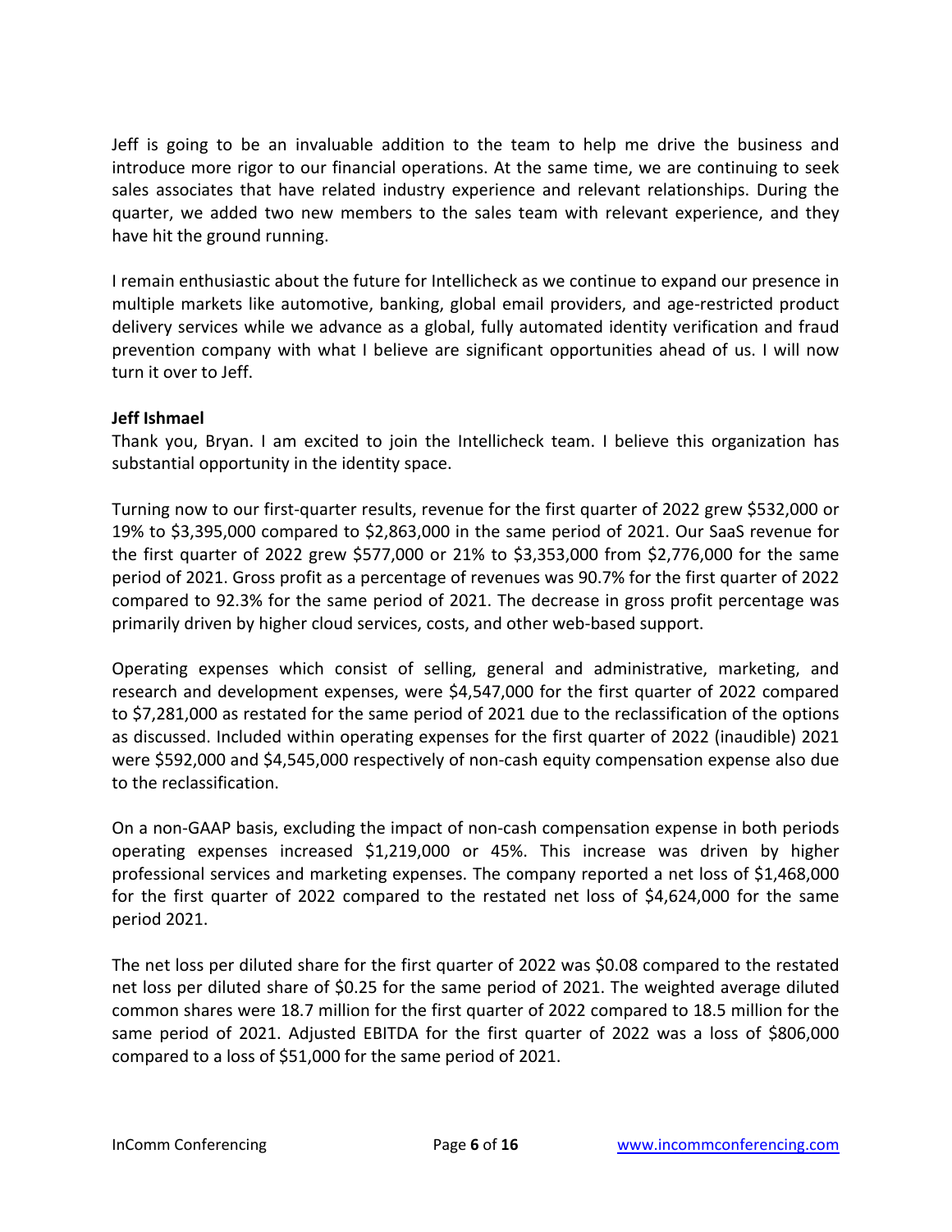Jeff is going to be an invaluable addition to the team to help me drive the business and introduce more rigor to our financial operations. At the same time, we are continuing to seek sales associates that have related industry experience and relevant relationships. During the quarter, we added two new members to the sales team with relevant experience, and they have hit the ground running.

I remain enthusiastic about the future for Intellicheck as we continue to expand our presence in multiple markets like automotive, banking, global email providers, and age-restricted product delivery services while we advance as a global, fully automated identity verification and fraud prevention company with what I believe are significant opportunities ahead of us. I will now turn it over to Jeff.

**Jeff Ishmael**

Thank you, Bryan. I am excited to join the Intellicheck team. I believe this organization has substantial opportunity in the identity space.

Turning now to our first-quarter results, revenue for the first quarter of 2022 grew $532,000 or 19% to $3,395,000 compared to $2,863,000 in the same period of 2021. Our SaaS revenue for the first quarter of 2022 grew $577,000 or 21% to $3,353,000 from $2,776,000 for the same period of 2021. Gross profit as a percentage of revenues was 90.7% for the first quarter of 2022 compared to 92.3% for the same period of 2021. The decrease in gross profit percentage was primarily driven by higher cloud services, costs, and other web-based support.

Operating expenses which consist of selling, general and administrative, marketing, and research and development expenses, were $4,547,000 for the first quarter of 2022 compared to $7,281,000 as restated for the same period of 2021 due to the reclassification of the options as discussed. Included within operating expenses for the first quarter of 2022 (inaudible) 2021 were $592,000 and $4,545,000 respectively of non-cash equity compensation expense also due to the reclassification.

On a non-GAAP basis, excluding the impact of non-cash compensation expense in both periods operating expenses increased $1,219,000 or 45%. This increase was driven by higher professional services and marketing expenses. The company reported a net loss of $1,468,000 for the first quarter of 2022 compared to the restated net loss of $4,624,000 for the same period 2021.

The net loss per diluted share for the first quarter of 2022 was $0.08 compared to the restated net loss per diluted share of $0.25 for the same period of 2021. The weighted average diluted common shares were 18.7 million for the first quarter of 2022 compared to 18.5 million for the same period of 2021. Adjusted EBITDA for the first quarter of 2022 was a loss of $806,000 compared to a loss of $51,000 for the same period of 2021.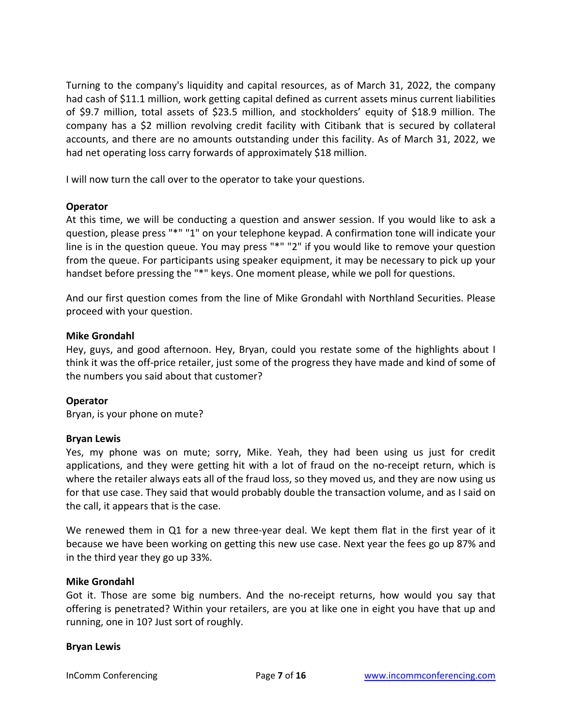Turning to the company's liquidity and capital resources, as of March 31, 2022, the company had cash of $11.1 million, work getting capital defined as current assets minus current liabilities of $9.7 million, total assets of $23.5 million, and stockholders' equity of $18.9 million. The company has a $2 million revolving credit facility with Citibank that is secured by collateral accounts, and there are no amounts outstanding under this facility. As of March 31, 2022, we had net operating loss carry forwards of approximately $18 million.

I will now turn the call over to the operator to take your questions.

**Operator**
At this time, we will be conducting a question and answer session. If you would like to ask a question, please press "*" "1" on your telephone keypad. A confirmation tone will indicate your line is in the question queue. You may press "*" "2" if you would like to remove your question from the queue. For participants using speaker equipment, it may be necessary to pick up your handset before pressing the "*" keys. One moment please, while we poll for questions.

And our first question comes from the line of Mike Grondahl with Northland Securities. Please proceed with your question.

**Mike Grondahl**
Hey, guys, and good afternoon. Hey, Bryan, could you restate some of the highlights about I think it was the off-price retailer, just some of the progress they have made and kind of some of the numbers you said about that customer?

**Operator**
Bryan, is your phone on mute?

**Bryan Lewis**
Yes, my phone was on mute; sorry, Mike. Yeah, they had been using us just for credit applications, and they were getting hit with a lot of fraud on the no-receipt return, which is where the retailer always eats all of the fraud loss, so they moved us, and they are now using us for that use case. They said that would probably double the transaction volume, and as I said on the call, it appears that is the case.

We renewed them in Q1 for a new three-year deal. We kept them flat in the first year of it because we have been working on getting this new use case. Next year the fees go up 87% and in the third year they go up 33%.

**Mike Grondahl**
Got it. Those are some big numbers. And the no-receipt returns, how would you say that offering is penetrated? Within your retailers, are you at like one in eight you have that up and running, one in 10? Just sort of roughly.

**Bryan Lewis**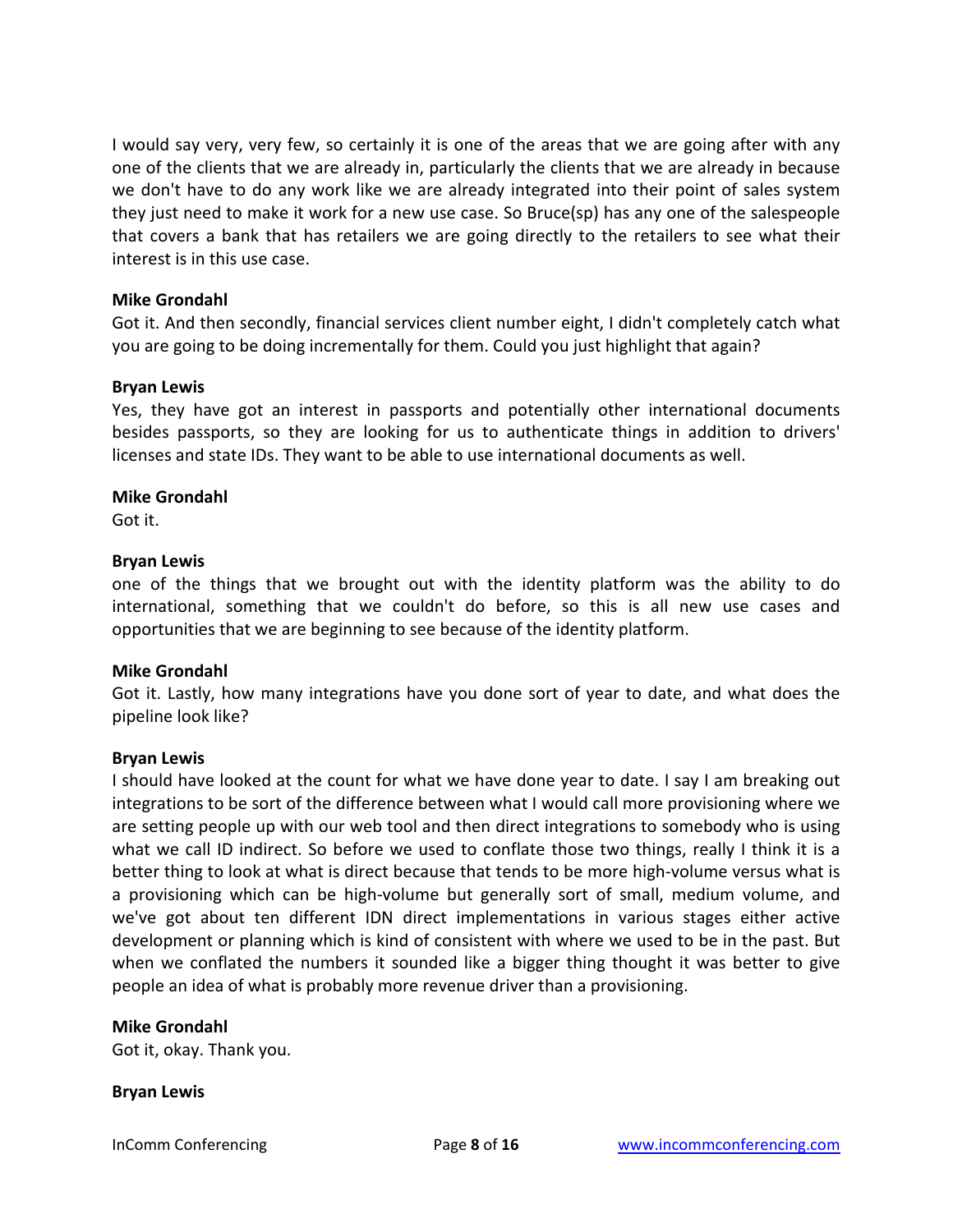I would say very, very few, so certainly it is one of the areas that we are going after with any one of the clients that we are already in, particularly the clients that we are already in because we don't have to do any work like we are already integrated into their point of sales system they just need to make it work for a new use case. So Bruce(sp) has any one of the salespeople that covers a bank that has retailers we are going directly to the retailers to see what their interest is in this use case.

**Mike Grondahl**
Got it. And then secondly, financial services client number eight, I didn't completely catch what you are going to be doing incrementally for them. Could you just highlight that again?

**Bryan Lewis**
Yes, they have got an interest in passports and potentially other international documents besides passports, so they are looking for us to authenticate things in addition to drivers' licenses and state IDs. They want to be able to use international documents as well.

**Mike Grondahl**
Got it.

**Bryan Lewis**
one of the things that we brought out with the identity platform was the ability to do international, something that we couldn't do before, so this is all new use cases and opportunities that we are beginning to see because of the identity platform.

**Mike Grondahl**
Got it. Lastly, how many integrations have you done sort of year to date, and what does the pipeline look like?

**Bryan Lewis**
I should have looked at the count for what we have done year to date. I say I am breaking out integrations to be sort of the difference between what I would call more provisioning where we are setting people up with our web tool and then direct integrations to somebody who is using what we call ID indirect. So before we used to conflate those two things, really I think it is a better thing to look at what is direct because that tends to be more high-volume versus what is a provisioning which can be high-volume but generally sort of small, medium volume, and we've got about ten different IDN direct implementations in various stages either active development or planning which is kind of consistent with where we used to be in the past. But when we conflated the numbers it sounded like a bigger thing thought it was better to give people an idea of what is probably more revenue driver than a provisioning.

**Mike Grondahl**
Got it, okay. Thank you.

**Bryan Lewis**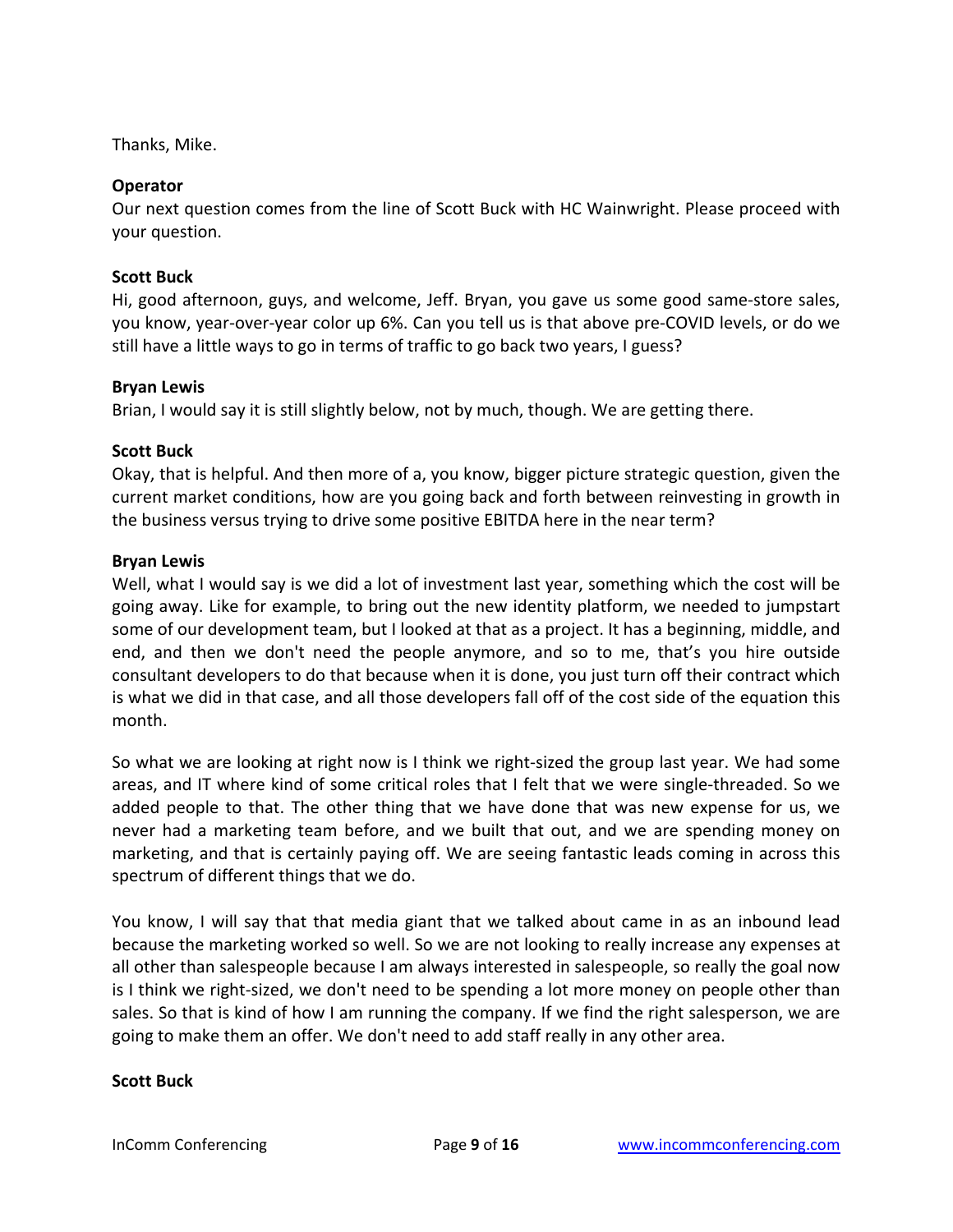Thanks, Mike.

**Operator**
Our next question comes from the line of Scott Buck with HC Wainwright. Please proceed with your question.

**Scott Buck**
Hi, good afternoon, guys, and welcome, Jeff. Bryan, you gave us some good same-store sales, you know, year-over-year color up 6%. Can you tell us is that above pre-COVID levels, or do we still have a little ways to go in terms of traffic to go back two years, I guess?

**Bryan Lewis**
Brian, I would say it is still slightly below, not by much, though. We are getting there.

**Scott Buck**
Okay, that is helpful. And then more of a, you know, bigger picture strategic question, given the current market conditions, how are you going back and forth between reinvesting in growth in the business versus trying to drive some positive EBITDA here in the near term?

**Bryan Lewis**
Well, what I would say is we did a lot of investment last year, something which the cost will be going away. Like for example, to bring out the new identity platform, we needed to jumpstart some of our development team, but I looked at that as a project. It has a beginning, middle, and end, and then we don't need the people anymore, and so to me, that's you hire outside consultant developers to do that because when it is done, you just turn off their contract which is what we did in that case, and all those developers fall off of the cost side of the equation this month.

So what we are looking at right now is I think we right-sized the group last year. We had some areas, and IT where kind of some critical roles that I felt that we were single-threaded. So we added people to that. The other thing that we have done that was new expense for us, we never had a marketing team before, and we built that out, and we are spending money on marketing, and that is certainly paying off. We are seeing fantastic leads coming in across this spectrum of different things that we do.

You know, I will say that that media giant that we talked about came in as an inbound lead because the marketing worked so well. So we are not looking to really increase any expenses at all other than salespeople because I am always interested in salespeople, so really the goal now is I think we right-sized, we don't need to be spending a lot more money on people other than sales. So that is kind of how I am running the company. If we find the right salesperson, we are going to make them an offer. We don't need to add staff really in any other area.

**Scott Buck**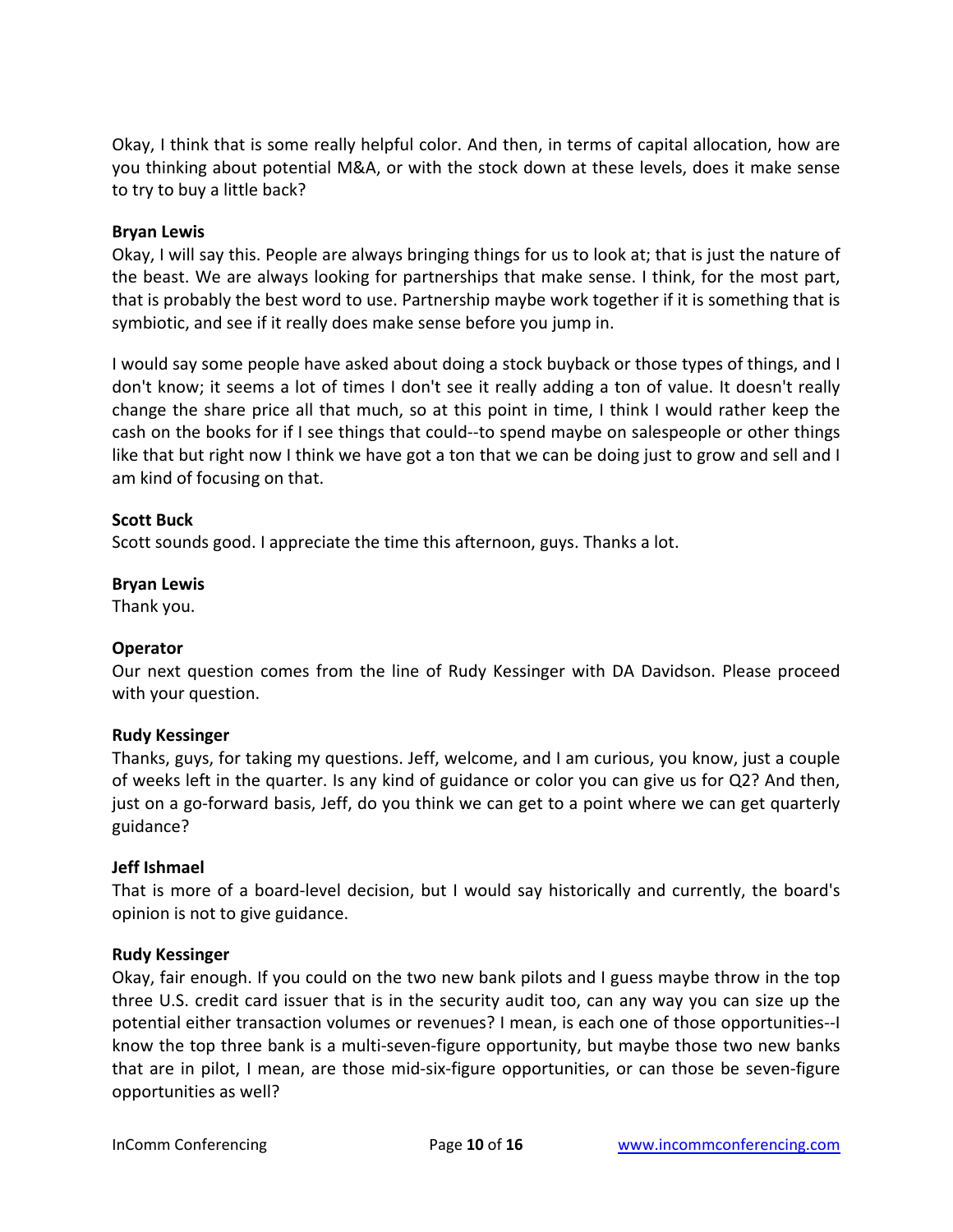Okay, I think that is some really helpful color. And then, in terms of capital allocation, how are you thinking about potential M&A, or with the stock down at these levels, does it make sense to try to buy a little back?

**Bryan Lewis**
Okay, I will say this. People are always bringing things for us to look at; that is just the nature of the beast. We are always looking for partnerships that make sense. I think, for the most part, that is probably the best word to use. Partnership maybe work together if it is something that is symbiotic, and see if it really does make sense before you jump in.

I would say some people have asked about doing a stock buyback or those types of things, and I don't know; it seems a lot of times I don't see it really adding a ton of value. It doesn't really change the share price all that much, so at this point in time, I think I would rather keep the cash on the books for if I see things that could--to spend maybe on salespeople or other things like that but right now I think we have got a ton that we can be doing just to grow and sell and I am kind of focusing on that.

**Scott Buck**
Scott sounds good. I appreciate the time this afternoon, guys. Thanks a lot.

**Bryan Lewis**
Thank you.

**Operator**
Our next question comes from the line of Rudy Kessinger with DA Davidson. Please proceed with your question.

**Rudy Kessinger**
Thanks, guys, for taking my questions. Jeff, welcome, and I am curious, you know, just a couple of weeks left in the quarter. Is any kind of guidance or color you can give us for Q2? And then, just on a go-forward basis, Jeff, do you think we can get to a point where we can get quarterly guidance?

**Jeff Ishmael**
That is more of a board-level decision, but I would say historically and currently, the board's opinion is not to give guidance.

**Rudy Kessinger**
Okay, fair enough. If you could on the two new bank pilots and I guess maybe throw in the top three U.S. credit card issuer that is in the security audit too, can any way you can size up the potential either transaction volumes or revenues? I mean, is each one of those opportunities--I know the top three bank is a multi-seven-figure opportunity, but maybe those two new banks that are in pilot, I mean, are those mid-six-figure opportunities, or can those be seven-figure opportunities as well?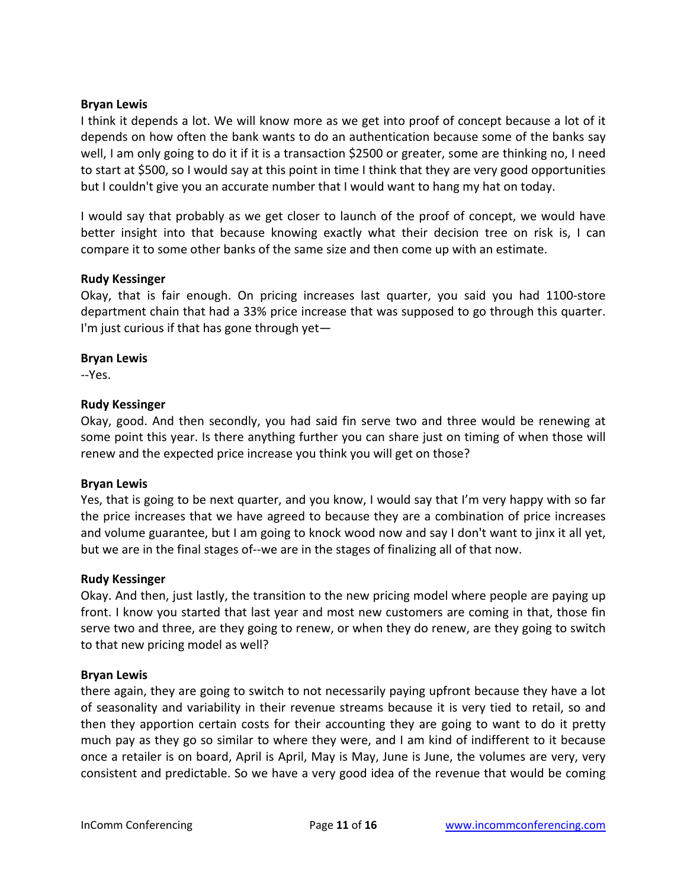**Bryan Lewis**

I think it depends a lot. We will know more as we get into proof of concept because a lot of it depends on how often the bank wants to do an authentication because some of the banks say well, I am only going to do it if it is a transaction $2500 or greater, some are thinking no, I need to start at $500, so I would say at this point in time I think that they are very good opportunities but I couldn't give you an accurate number that I would want to hang my hat on today.

I would say that probably as we get closer to launch of the proof of concept, we would have better insight into that because knowing exactly what their decision tree on risk is, I can compare it to some other banks of the same size and then come up with an estimate.

**Rudy Kessinger**

Okay, that is fair enough. On pricing increases last quarter, you said you had 1100-store department chain that had a 33% price increase that was supposed to go through this quarter. I'm just curious if that has gone through yet—

**Bryan Lewis**

--Yes.

**Rudy Kessinger**

Okay, good. And then secondly, you had said fin serve two and three would be renewing at some point this year. Is there anything further you can share just on timing of when those will renew and the expected price increase you think you will get on those?

**Bryan Lewis**

Yes, that is going to be next quarter, and you know, I would say that I'm very happy with so far the price increases that we have agreed to because they are a combination of price increases and volume guarantee, but I am going to knock wood now and say I don't want to jinx it all yet, but we are in the final stages of--we are in the stages of finalizing all of that now.

**Rudy Kessinger**

Okay. And then, just lastly, the transition to the new pricing model where people are paying up front. I know you started that last year and most new customers are coming in that, those fin serve two and three, are they going to renew, or when they do renew, are they going to switch to that new pricing model as well?

**Bryan Lewis**

there again, they are going to switch to not necessarily paying upfront because they have a lot of seasonality and variability in their revenue streams because it is very tied to retail, so and then they apportion certain costs for their accounting they are going to want to do it pretty much pay as they go so similar to where they were, and I am kind of indifferent to it because once a retailer is on board, April is April, May is May, June is June, the volumes are very, very consistent and predictable. So we have a very good idea of the revenue that would be coming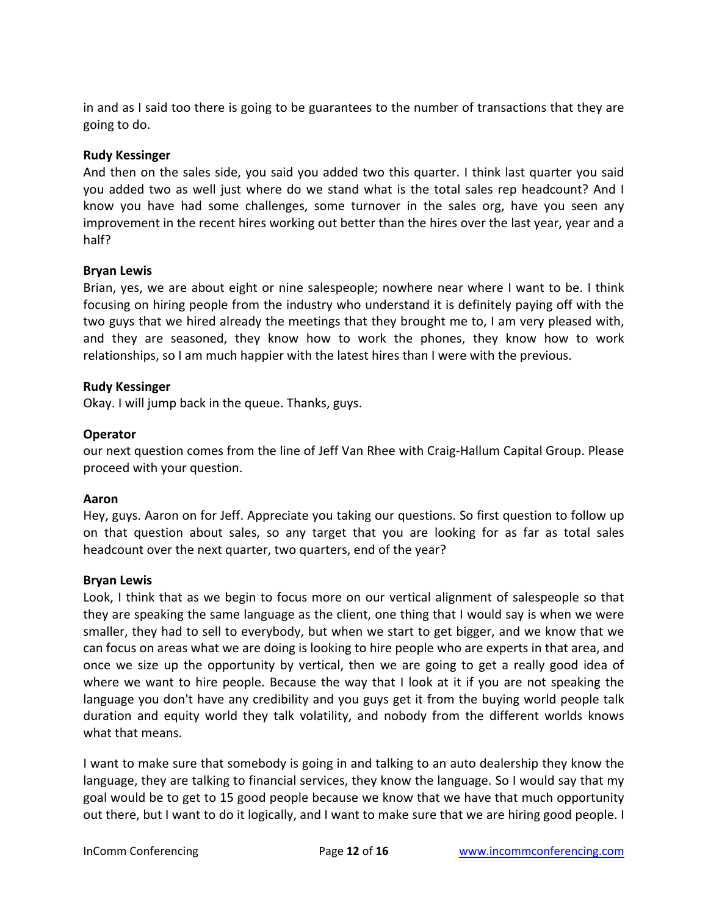in and as I said too there is going to be guarantees to the number of transactions that they are going to do.

**Rudy Kessinger**
And then on the sales side, you said you added two this quarter. I think last quarter you said you added two as well just where do we stand what is the total sales rep headcount? And I know you have had some challenges, some turnover in the sales org, have you seen any improvement in the recent hires working out better than the hires over the last year, year and a half?

**Bryan Lewis**
Brian, yes, we are about eight or nine salespeople; nowhere near where I want to be. I think focusing on hiring people from the industry who understand it is definitely paying off with the two guys that we hired already the meetings that they brought me to, I am very pleased with, and they are seasoned, they know how to work the phones, they know how to work relationships, so I am much happier with the latest hires than I were with the previous.

**Rudy Kessinger**
Okay. I will jump back in the queue. Thanks, guys.

**Operator**
our next question comes from the line of Jeff Van Rhee with Craig-Hallum Capital Group. Please proceed with your question.

**Aaron**
Hey, guys. Aaron on for Jeff. Appreciate you taking our questions. So first question to follow up on that question about sales, so any target that you are looking for as far as total sales headcount over the next quarter, two quarters, end of the year?

**Bryan Lewis**
Look, I think that as we begin to focus more on our vertical alignment of salespeople so that they are speaking the same language as the client, one thing that I would say is when we were smaller, they had to sell to everybody, but when we start to get bigger, and we know that we can focus on areas what we are doing is looking to hire people who are experts in that area, and once we size up the opportunity by vertical, then we are going to get a really good idea of where we want to hire people. Because the way that I look at it if you are not speaking the language you don't have any credibility and you guys get it from the buying world people talk duration and equity world they talk volatility, and nobody from the different worlds knows what that means.

I want to make sure that somebody is going in and talking to an auto dealership they know the language, they are talking to financial services, they know the language. So I would say that my goal would be to get to 15 good people because we know that we have that much opportunity out there, but I want to do it logically, and I want to make sure that we are hiring good people. I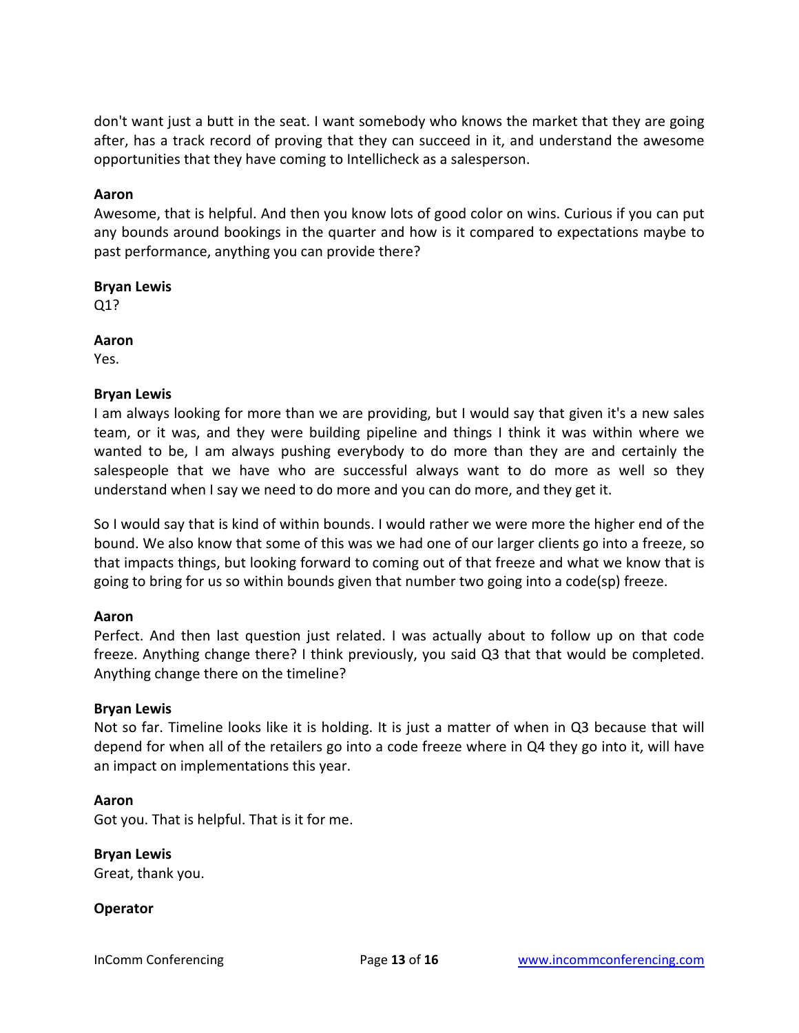don't want just a butt in the seat. I want somebody who knows the market that they are going after, has a track record of proving that they can succeed in it, and understand the awesome opportunities that they have coming to Intellicheck as a salesperson.

**Aaron**
Awesome, that is helpful. And then you know lots of good color on wins. Curious if you can put any bounds around bookings in the quarter and how is it compared to expectations maybe to past performance, anything you can provide there?

**Bryan Lewis**
Q1?

**Aaron**
Yes.

**Bryan Lewis**
I am always looking for more than we are providing, but I would say that given it's a new sales team, or it was, and they were building pipeline and things I think it was within where we wanted to be, I am always pushing everybody to do more than they are and certainly the salespeople that we have who are successful always want to do more as well so they understand when I say we need to do more and you can do more, and they get it.

So I would say that is kind of within bounds. I would rather we were more the higher end of the bound. We also know that some of this was we had one of our larger clients go into a freeze, so that impacts things, but looking forward to coming out of that freeze and what we know that is going to bring for us so within bounds given that number two going into a code(sp) freeze.

**Aaron**
Perfect. And then last question just related. I was actually about to follow up on that code freeze. Anything change there? I think previously, you said Q3 that that would be completed. Anything change there on the timeline?

**Bryan Lewis**
Not so far. Timeline looks like it is holding. It is just a matter of when in Q3 because that will depend for when all of the retailers go into a code freeze where in Q4 they go into it, will have an impact on implementations this year.

**Aaron**
Got you. That is helpful. That is it for me.

**Bryan Lewis**
Great, thank you.

**Operator**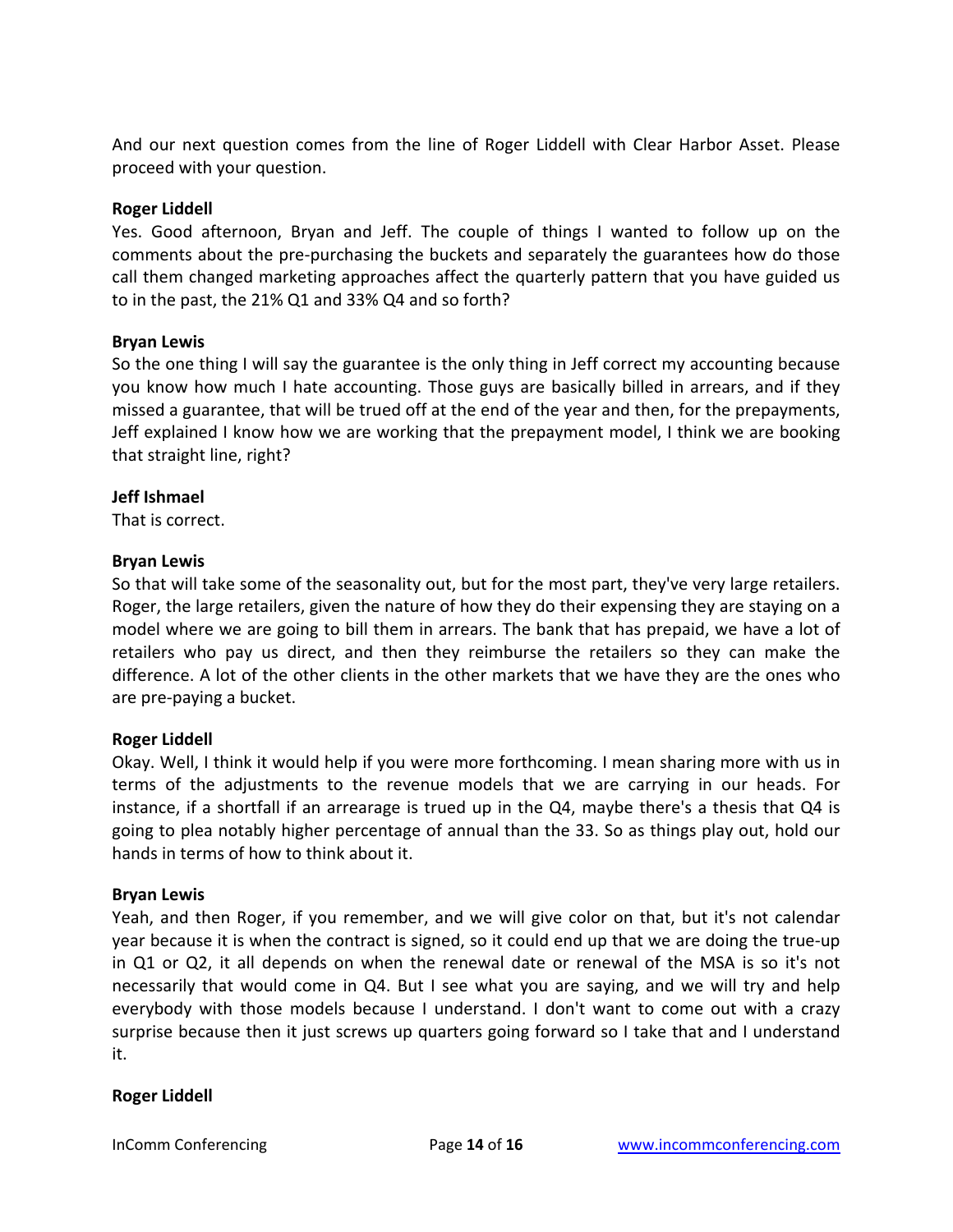And our next question comes from the line of Roger Liddell with Clear Harbor Asset. Please proceed with your question.

**Roger Liddell**
Yes. Good afternoon, Bryan and Jeff. The couple of things I wanted to follow up on the comments about the pre-purchasing the buckets and separately the guarantees how do those call them changed marketing approaches affect the quarterly pattern that you have guided us to in the past, the 21% Q1 and 33% Q4 and so forth?

**Bryan Lewis**
So the one thing I will say the guarantee is the only thing in Jeff correct my accounting because you know how much I hate accounting. Those guys are basically billed in arrears, and if they missed a guarantee, that will be trued off at the end of the year and then, for the prepayments, Jeff explained I know how we are working that the prepayment model, I think we are booking that straight line, right?

**Jeff Ishmael**
That is correct.

**Bryan Lewis**
So that will take some of the seasonality out, but for the most part, they've very large retailers. Roger, the large retailers, given the nature of how they do their expensing they are staying on a model where we are going to bill them in arrears. The bank that has prepaid, we have a lot of retailers who pay us direct, and then they reimburse the retailers so they can make the difference. A lot of the other clients in the other markets that we have they are the ones who are pre-paying a bucket.

**Roger Liddell**
Okay. Well, I think it would help if you were more forthcoming. I mean sharing more with us in terms of the adjustments to the revenue models that we are carrying in our heads. For instance, if a shortfall if an arrearage is trued up in the Q4, maybe there's a thesis that Q4 is going to plea notably higher percentage of annual than the 33. So as things play out, hold our hands in terms of how to think about it.

**Bryan Lewis**
Yeah, and then Roger, if you remember, and we will give color on that, but it's not calendar year because it is when the contract is signed, so it could end up that we are doing the true-up in Q1 or Q2, it all depends on when the renewal date or renewal of the MSA is so it's not necessarily that would come in Q4. But I see what you are saying, and we will try and help everybody with those models because I understand. I don't want to come out with a crazy surprise because then it just screws up quarters going forward so I take that and I understand it.

**Roger Liddell**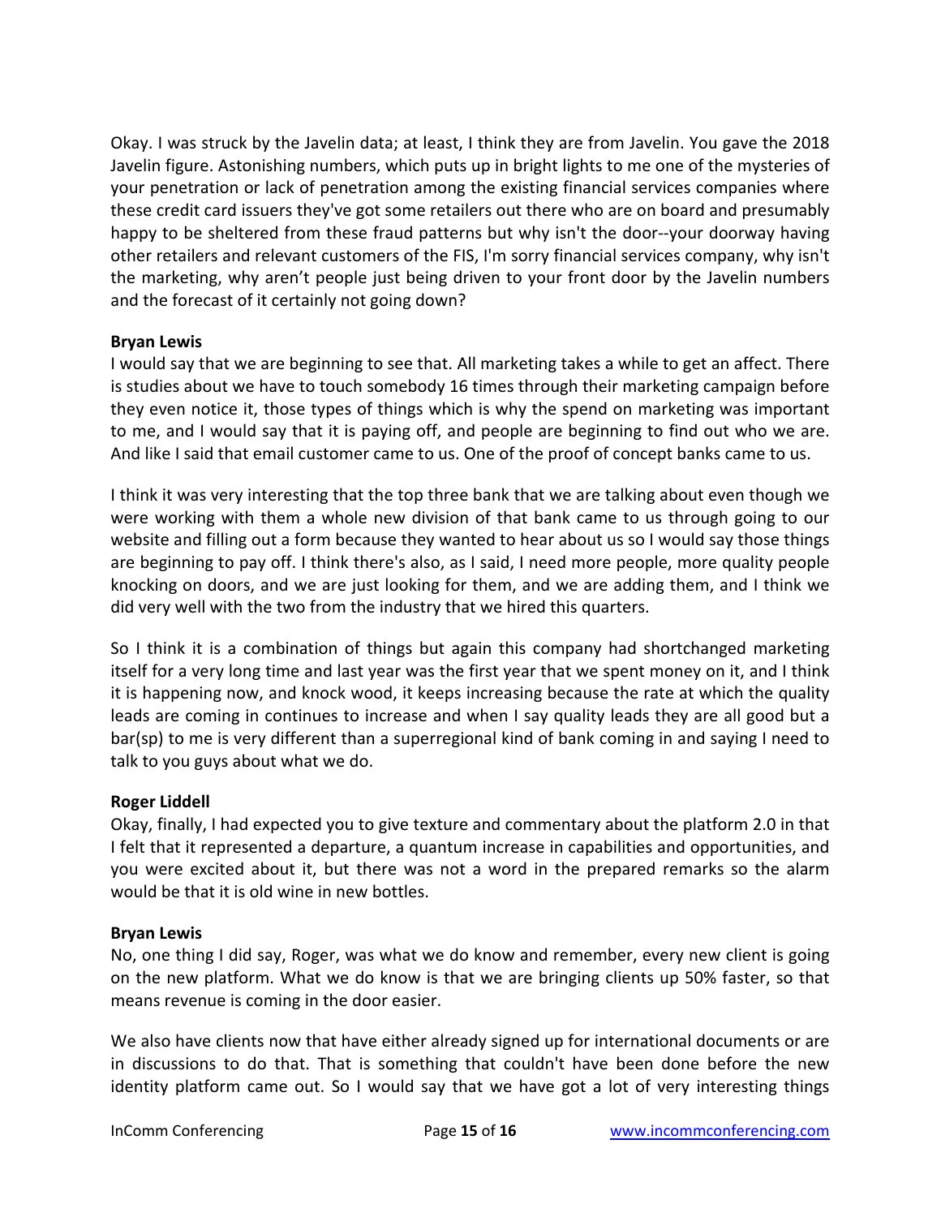Okay. I was struck by the Javelin data; at least, I think they are from Javelin. You gave the 2018 Javelin figure. Astonishing numbers, which puts up in bright lights to me one of the mysteries of your penetration or lack of penetration among the existing financial services companies where these credit card issuers they've got some retailers out there who are on board and presumably happy to be sheltered from these fraud patterns but why isn't the door--your doorway having other retailers and relevant customers of the FIS, I'm sorry financial services company, why isn't the marketing, why aren't people just being driven to your front door by the Javelin numbers and the forecast of it certainly not going down?

**Bryan Lewis**
I would say that we are beginning to see that. All marketing takes a while to get an affect. There is studies about we have to touch somebody 16 times through their marketing campaign before they even notice it, those types of things which is why the spend on marketing was important to me, and I would say that it is paying off, and people are beginning to find out who we are. And like I said that email customer came to us. One of the proof of concept banks came to us.

I think it was very interesting that the top three bank that we are talking about even though we were working with them a whole new division of that bank came to us through going to our website and filling out a form because they wanted to hear about us so I would say those things are beginning to pay off. I think there's also, as I said, I need more people, more quality people knocking on doors, and we are just looking for them, and we are adding them, and I think we did very well with the two from the industry that we hired this quarters.

So I think it is a combination of things but again this company had shortchanged marketing itself for a very long time and last year was the first year that we spent money on it, and I think it is happening now, and knock wood, it keeps increasing because the rate at which the quality leads are coming in continues to increase and when I say quality leads they are all good but a bar(sp) to me is very different than a superregional kind of bank coming in and saying I need to talk to you guys about what we do.

**Roger Liddell**
Okay, finally, I had expected you to give texture and commentary about the platform 2.0 in that I felt that it represented a departure, a quantum increase in capabilities and opportunities, and you were excited about it, but there was not a word in the prepared remarks so the alarm would be that it is old wine in new bottles.

**Bryan Lewis**
No, one thing I did say, Roger, was what we do know and remember, every new client is going on the new platform. What we do know is that we are bringing clients up 50% faster, so that means revenue is coming in the door easier.

We also have clients now that have either already signed up for international documents or are in discussions to do that. That is something that couldn't have been done before the new identity platform came out. So I would say that we have got a lot of very interesting things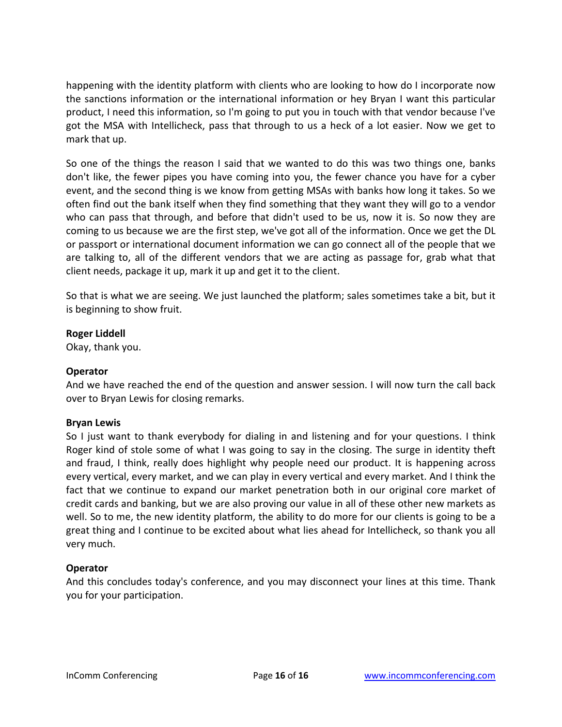happening with the identity platform with clients who are looking to how do I incorporate now the sanctions information or the international information or hey Bryan I want this particular product, I need this information, so I'm going to put you in touch with that vendor because I've got the MSA with Intellicheck, pass that through to us a heck of a lot easier. Now we get to mark that up.

So one of the things the reason I said that we wanted to do this was two things one, banks don't like, the fewer pipes you have coming into you, the fewer chance you have for a cyber event, and the second thing is we know from getting MSAs with banks how long it takes. So we often find out the bank itself when they find something that they want they will go to a vendor who can pass that through, and before that didn't used to be us, now it is. So now they are coming to us because we are the first step, we've got all of the information. Once we get the DL or passport or international document information we can go connect all of the people that we are talking to, all of the different vendors that we are acting as passage for, grab what that client needs, package it up, mark it up and get it to the client.

So that is what we are seeing. We just launched the platform; sales sometimes take a bit, but it is beginning to show fruit.

**Roger Liddell**
Okay, thank you.

**Operator**
And we have reached the end of the question and answer session. I will now turn the call back over to Bryan Lewis for closing remarks.

**Bryan Lewis**
So I just want to thank everybody for dialing in and listening and for your questions. I think Roger kind of stole some of what I was going to say in the closing. The surge in identity theft and fraud, I think, really does highlight why people need our product. It is happening across every vertical, every market, and we can play in every vertical and every market. And I think the fact that we continue to expand our market penetration both in our original core market of credit cards and banking, but we are also proving our value in all of these other new markets as well. So to me, the new identity platform, the ability to do more for our clients is going to be a great thing and I continue to be excited about what lies ahead for Intellicheck, so thank you all very much.

**Operator**
And this concludes today's conference, and you may disconnect your lines at this time. Thank you for your participation.